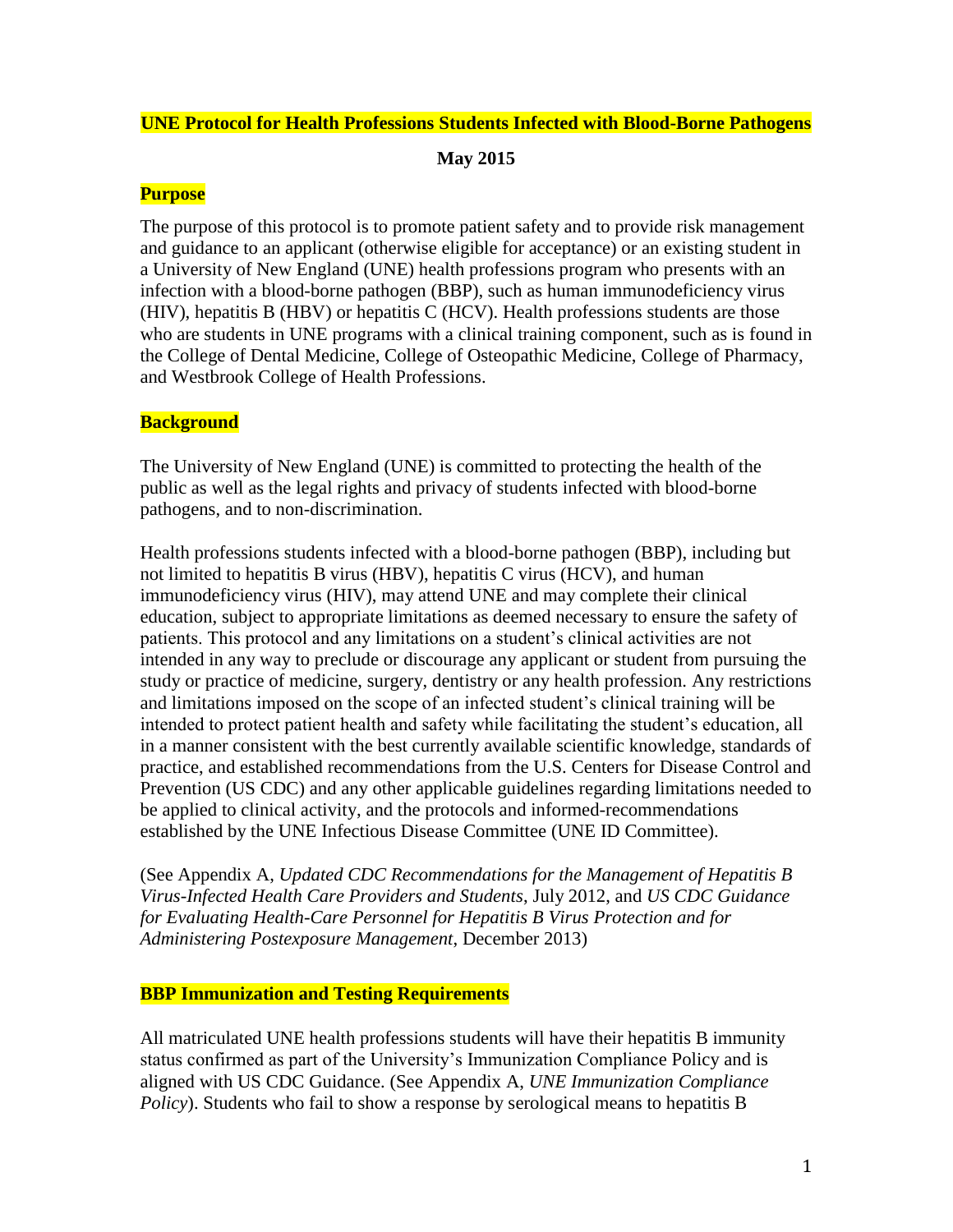# UNE Protocol for Health Professions Students Infected with Blood-Borne Pathogens

**May 2015**

## Purpose

The purpose of this protocol is to promote patient safety and to provide risk management and guidance to an applicant (otherwise eligible for acceptance) or an existing student in a University of New England (UNE) health professions program who presents with an infection with a blood-borne pathogen (BBP), such as human immunodeficiency virus (HIV), hepatitis B (HBV) or hepatitis C (HCV). Health professions students are those who are students in UNE programs with a clinical training component, such as is found in the College of Dental Medicine, College of Osteopathic Medicine, College of Pharmacy, and Westbrook College of Health Professions.

## Background

The University of New England (UNE) is committed to protecting the health of the public as well as the legal rights and privacy of students infected with blood-borne pathogens, and to non-discrimination.

Health professions students infected with a blood-borne pathogen (BBP), including but not limited to hepatitis B virus (HBV), hepatitis C virus (HCV), and human immunodeficiency virus (HIV), may attend UNE and may complete their clinical education, subject to appropriate limitations as deemed necessary to ensure the safety of patients. This protocol and any limitations on a student's clinical activities are not intended in any way to preclude or discourage any applicant or student from pursuing the study or practice of medicine, surgery, dentistry or any health profession. Any restrictions and limitations imposed on the scope of an infected student's clinical training will be intended to protect patient health and safety while facilitating the student's education, all in a manner consistent with the best currently available scientific knowledge, standards of practice, and established recommendations from the U.S. Centers for Disease Control and Prevention (US CDC) and any other applicable guidelines regarding limitations needed to be applied to clinical activity, and the protocols and informed-recommendations established by the UNE Infectious Disease Committee (UNE ID Committee).

(See Appendix A, *Updated CDC Recommendations for the Management of Hepatitis B Virus-Infected Health Care Providers and Students*, July 2012, and *US CDC Guidance for Evaluating Health-Care Personnel for Hepatitis B Virus Protection and for Administering Postexposure Management*, December 2013)

## BBP Immunization and Testing Requirements

All matriculated UNE health professions students will have their hepatitis B immunity status confirmed as part of the University's Immunization Compliance Policy and is aligned with US CDC Guidance. (See Appendix A, *UNE Immunization Compliance Policy*). Students who fail to show a response by serological means to hepatitis B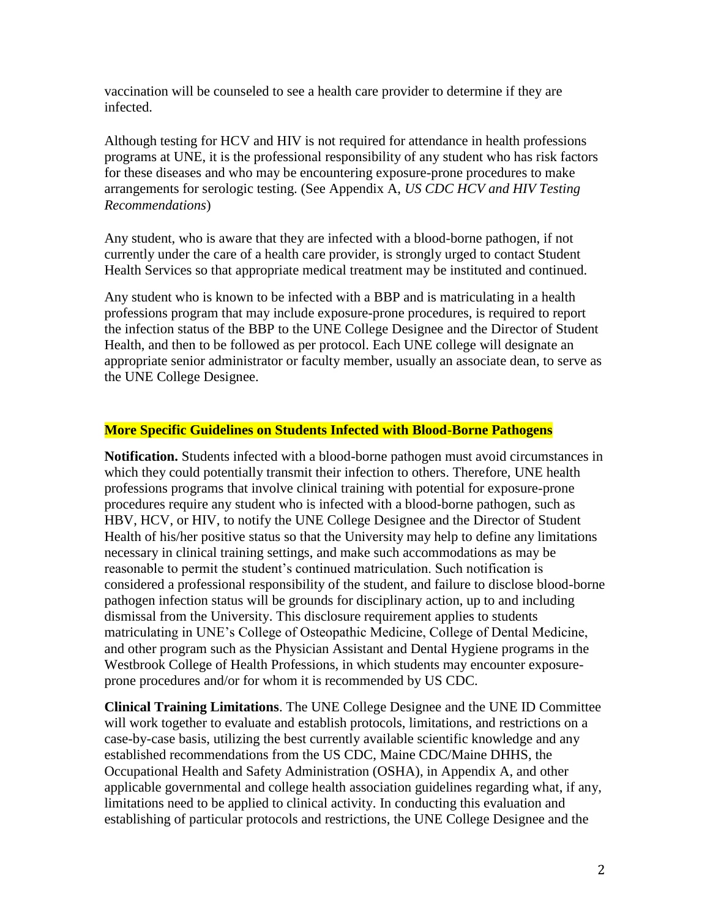vaccination will be counseled to see a health care provider to determine if they are infected.

Although testing for HCV and HIV is not required for attendance in health professions programs at UNE, it is the professional responsibility of any student who has risk factors for these diseases and who may be encountering exposure-prone procedures to make arrangements for serologic testing. (See Appendix A, *US CDC HCV and HIV Testing Recommendations*)

Any student, who is aware that they are infected with a blood-borne pathogen, if not currently under the care of a health care provider, is strongly urged to contact Student Health Services so that appropriate medical treatment may be instituted and continued.

Any student who is known to be infected with a BBP and is matriculating in a health professions program that may include exposure-prone procedures, is required to report the infection status of the BBP to the UNE College Designee and the Director of Student Health, and then to be followed as per protocol. Each UNE college will designate an appropriate senior administrator or faculty member, usually an associate dean, to serve as the UNE College Designee.

**More Specific Guidelines on Students Infected with Blood-Borne Pathogens**

**Notification.** Students infected with a blood-borne pathogen must avoid circumstances in which they could potentially transmit their infection to others. Therefore, UNE health professions programs that involve clinical training with potential for exposure-prone procedures require any student who is infected with a blood-borne pathogen, such as HBV, HCV, or HIV, to notify the UNE College Designee and the Director of Student Health of his/her positive status so that the University may help to define any limitations necessary in clinical training settings, and make such accommodations as may be reasonable to permit the student's continued matriculation. Such notification is considered a professional responsibility of the student, and failure to disclose blood-borne pathogen infection status will be grounds for disciplinary action, up to and including dismissal from the University. This disclosure requirement applies to students matriculating in UNE's College of Osteopathic Medicine, College of Dental Medicine, and other program such as the Physician Assistant and Dental Hygiene programs in the Westbrook College of Health Professions, in which students may encounter exposure-prone procedures and/or for whom it is recommended by US CDC.

**Clinical Training Limitations**. The UNE College Designee and the UNE ID Committee will work together to evaluate and establish protocols, limitations, and restrictions on a case-by-case basis, utilizing the best currently available scientific knowledge and any established recommendations from the US CDC, Maine CDC/Maine DHHS, the Occupational Health and Safety Administration (OSHA), in Appendix A, and other applicable governmental and college health association guidelines regarding what, if any, limitations need to be applied to clinical activity. In conducting this evaluation and establishing of particular protocols and restrictions, the UNE College Designee and the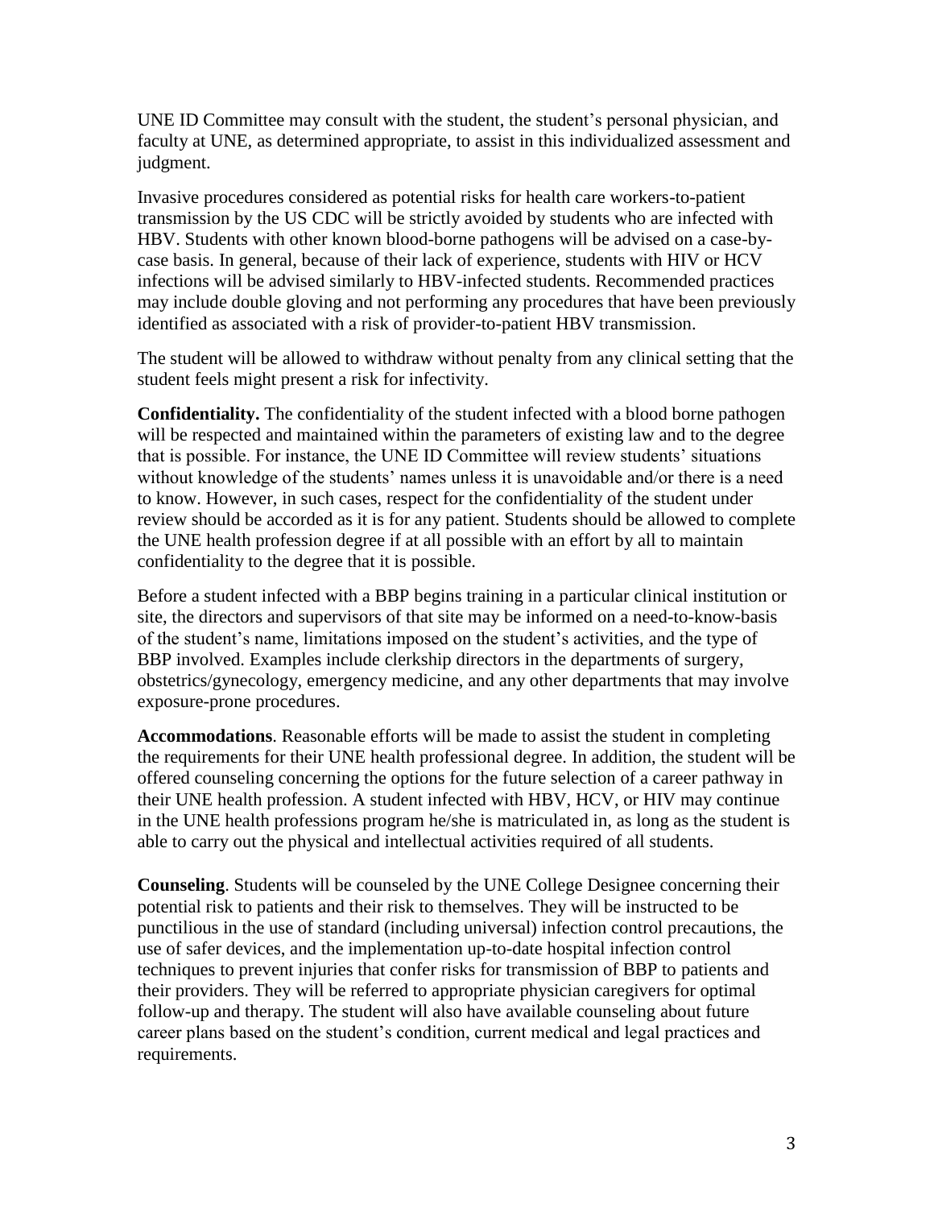UNE ID Committee may consult with the student, the student's personal physician, and faculty at UNE, as determined appropriate, to assist in this individualized assessment and judgment.

Invasive procedures considered as potential risks for health care workers-to-patient transmission by the US CDC will be strictly avoided by students who are infected with HBV. Students with other known blood-borne pathogens will be advised on a case-by-case basis. In general, because of their lack of experience, students with HIV or HCV infections will be advised similarly to HBV-infected students. Recommended practices may include double gloving and not performing any procedures that have been previously identified as associated with a risk of provider-to-patient HBV transmission.

The student will be allowed to withdraw without penalty from any clinical setting that the student feels might present a risk for infectivity.

**Confidentiality.** The confidentiality of the student infected with a blood borne pathogen will be respected and maintained within the parameters of existing law and to the degree that is possible. For instance, the UNE ID Committee will review students' situations without knowledge of the students' names unless it is unavoidable and/or there is a need to know. However, in such cases, respect for the confidentiality of the student under review should be accorded as it is for any patient. Students should be allowed to complete the UNE health profession degree if at all possible with an effort by all to maintain confidentiality to the degree that it is possible.

Before a student infected with a BBP begins training in a particular clinical institution or site, the directors and supervisors of that site may be informed on a need-to-know-basis of the student's name, limitations imposed on the student's activities, and the type of BBP involved. Examples include clerkship directors in the departments of surgery, obstetrics/gynecology, emergency medicine, and any other departments that may involve exposure-prone procedures.

**Accommodations**. Reasonable efforts will be made to assist the student in completing the requirements for their UNE health professional degree. In addition, the student will be offered counseling concerning the options for the future selection of a career pathway in their UNE health profession. A student infected with HBV, HCV, or HIV may continue in the UNE health professions program he/she is matriculated in, as long as the student is able to carry out the physical and intellectual activities required of all students.

**Counseling**. Students will be counseled by the UNE College Designee concerning their potential risk to patients and their risk to themselves. They will be instructed to be punctilious in the use of standard (including universal) infection control precautions, the use of safer devices, and the implementation up-to-date hospital infection control techniques to prevent injuries that confer risks for transmission of BBP to patients and their providers. They will be referred to appropriate physician caregivers for optimal follow-up and therapy. The student will also have available counseling about future career plans based on the student's condition, current medical and legal practices and requirements.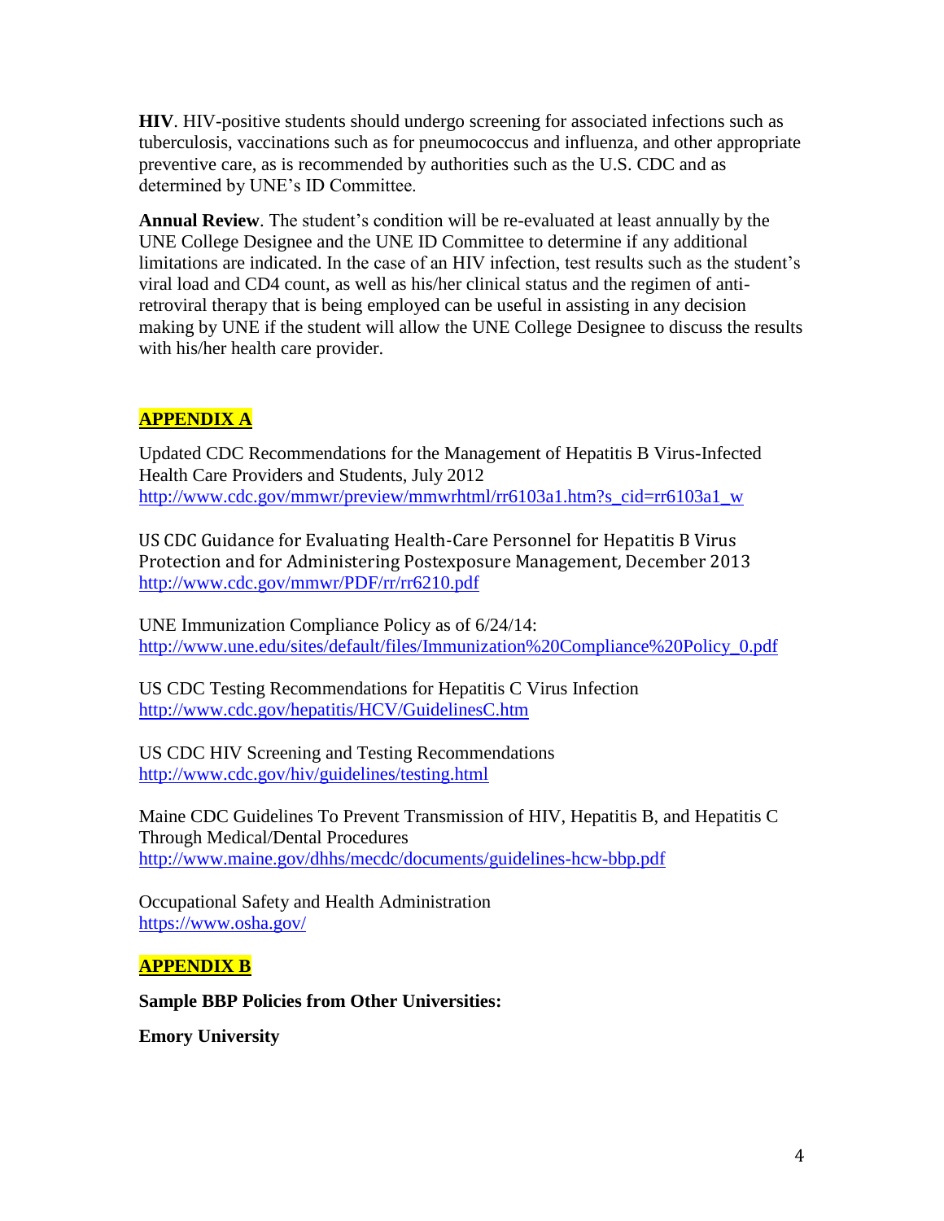**HIV**. HIV-positive students should undergo screening for associated infections such as tuberculosis, vaccinations such as for pneumococcus and influenza, and other appropriate preventive care, as is recommended by authorities such as the U.S. CDC and as determined by UNE's ID Committee.

**Annual Review**. The student's condition will be re-evaluated at least annually by the UNE College Designee and the UNE ID Committee to determine if any additional limitations are indicated. In the case of an HIV infection, test results such as the student's viral load and CD4 count, as well as his/her clinical status and the regimen of anti-retroviral therapy that is being employed can be useful in assisting in any decision making by UNE if the student will allow the UNE College Designee to discuss the results with his/her health care provider.

## APPENDIX A

Updated CDC Recommendations for the Management of Hepatitis B Virus-Infected Health Care Providers and Students, July 2012
http://www.cdc.gov/mmwr/preview/mmwrhtml/rr6103a1.htm?s_cid=rr6103a1_w

US CDC Guidance for Evaluating Health-Care Personnel for Hepatitis B Virus Protection and for Administering Postexposure Management, December 2013
http://www.cdc.gov/mmwr/PDF/rr/rr6210.pdf

UNE Immunization Compliance Policy as of 6/24/14:
http://www.une.edu/sites/default/files/Immunization%20Compliance%20Policy_0.pdf

US CDC Testing Recommendations for Hepatitis C Virus Infection
http://www.cdc.gov/hepatitis/HCV/GuidelinesC.htm

US CDC HIV Screening and Testing Recommendations
http://www.cdc.gov/hiv/guidelines/testing.html

Maine CDC Guidelines To Prevent Transmission of HIV, Hepatitis B, and Hepatitis C Through Medical/Dental Procedures
http://www.maine.gov/dhhs/mecdc/documents/guidelines-hcw-bbp.pdf

Occupational Safety and Health Administration
https://www.osha.gov/

## APPENDIX B

**Sample BBP Policies from Other Universities:**

**Emory University**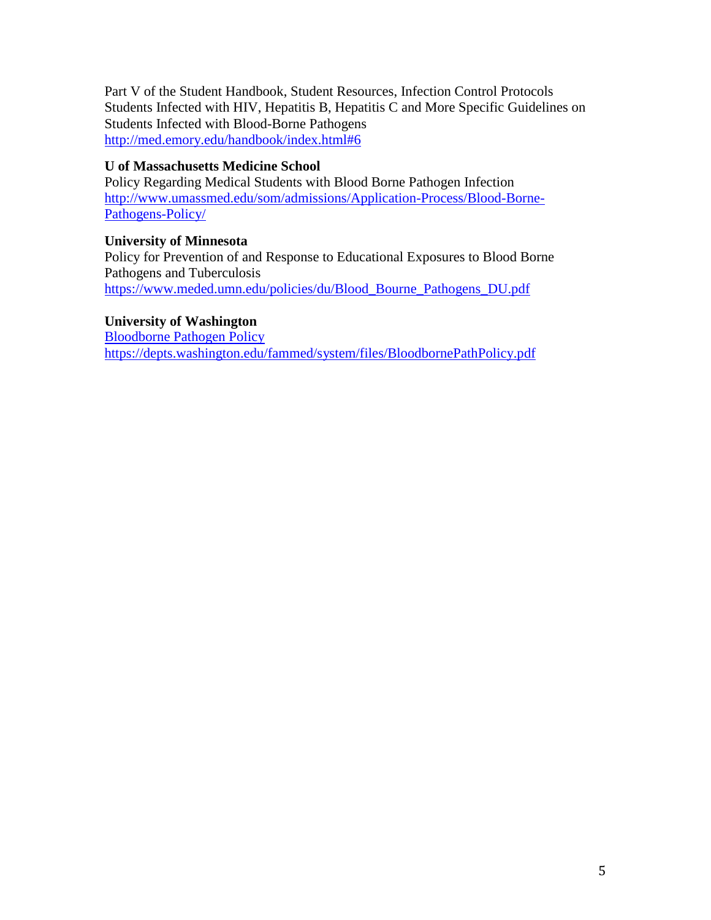Part V of the Student Handbook, Student Resources, Infection Control Protocols
Students Infected with HIV, Hepatitis B, Hepatitis C and More Specific Guidelines on Students Infected with Blood-Borne Pathogens
http://med.emory.edu/handbook/index.html#6

**U of Massachusetts Medicine School**
Policy Regarding Medical Students with Blood Borne Pathogen Infection
http://www.umassmed.edu/som/admissions/Application-Process/Blood-Borne-Pathogens-Policy/

**University of Minnesota**
Policy for Prevention of and Response to Educational Exposures to Blood Borne Pathogens and Tuberculosis
https://www.meded.umn.edu/policies/du/Blood_Bourne_Pathogens_DU.pdf

**University of Washington**
Bloodborne Pathogen Policy
https://depts.washington.edu/fammed/system/files/BloodbornePathPolicy.pdf